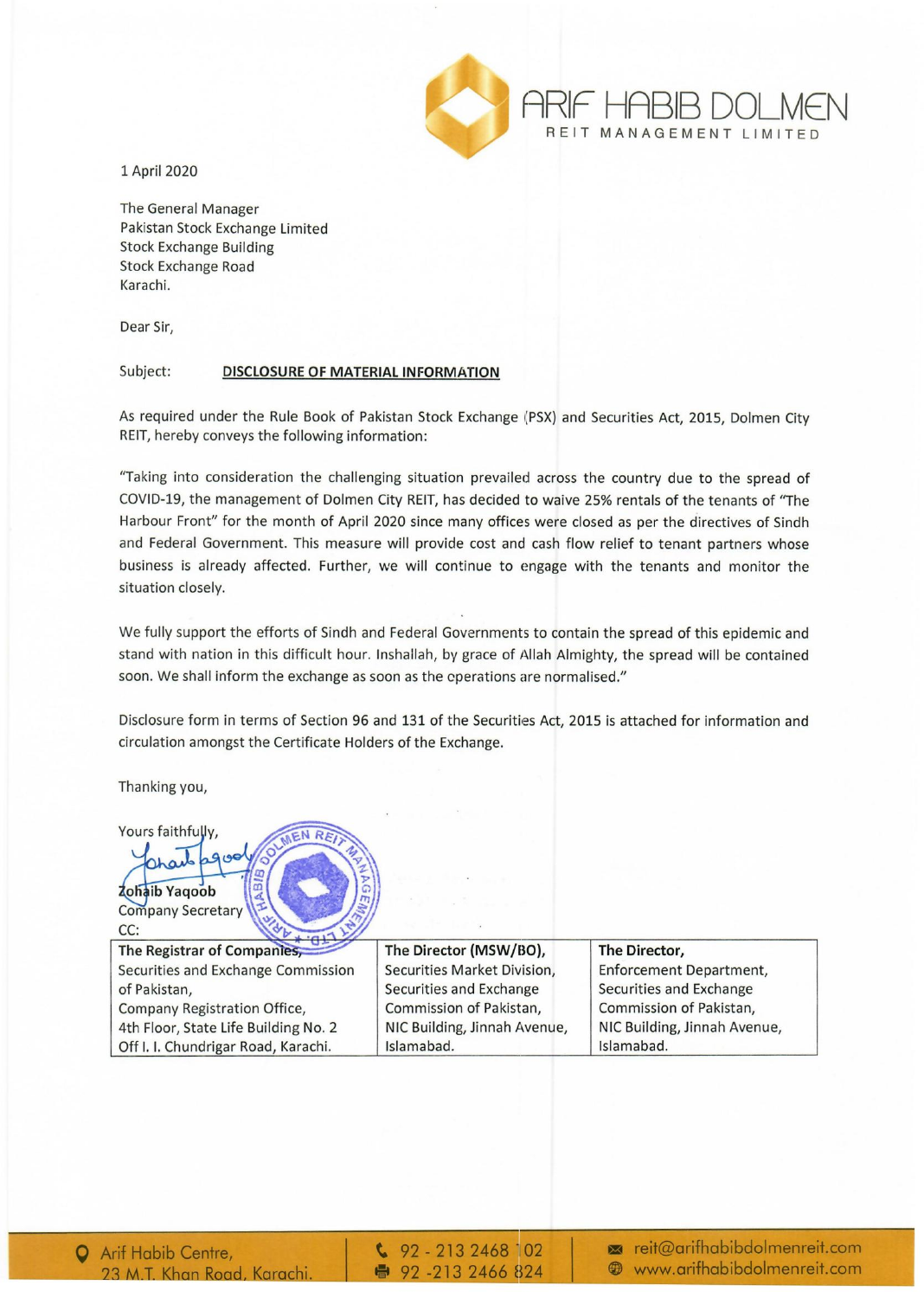ARIF HABIB DOLMEN
REIT MANAGEMENT LIMITED

1 April 2020

The General Manager
Pakistan Stock Exchange Limited
Stock Exchange Building
Stock Exchange Road
Karachi.

Dear Sir,

Subject: **DISCLOSURE OF MATERIAL INFORMATION**

As required under the Rule Book of Pakistan Stock Exchange (PSX) and Securities Act, 2015, Dolmen City REIT, hereby conveys the following information:

"Taking into consideration the challenging situation prevailed across the country due to the spread of COVID-19, the management of Dolmen City REIT, has decided to waive 25% rentals of the tenants of "The Harbour Front" for the month of April 2020 since many offices were closed as per the directives of Sindh and Federal Government. This measure will provide cost and cash flow relief to tenant partners whose business is already affected. Further, we will continue to engage with the tenants and monitor the situation closely.

We fully support the efforts of Sindh and Federal Governments to contain the spread of this epidemic and stand with nation in this difficult hour. Inshallah, by grace of Allah Almighty, the spread will be contained soon. We shall inform the exchange as soon as the operations are normalised."

Disclosure form in terms of Section 96 and 131 of the Securities Act, 2015 is attached for information and circulation amongst the Certificate Holders of the Exchange.

Thanking you,

Yours faithfully,

**Zohaib Yaqoob**
Company Secretary

CC:

| **The Registrar of Companies,** Securities and Exchange Commission of Pakistan, Company Registration Office, 4th Floor, State Life Building No. 2 Off I. I. Chundrigar Road, Karachi. | **The Director (MSW/BO),** Securities Market Division, Securities and Exchange Commission of Pakistan, NIC Building, Jinnah Avenue, Islamabad. | **The Director,** Enforcement Department, Securities and Exchange Commission of Pakistan, NIC Building, Jinnah Avenue, Islamabad. |
|---|---|---|

Arif Habib Centre, 23 M.T. Khan Road, Karachi. | 92 - 213 2468 102 | 92 -213 2466 824 | reit@arifhabibdolmenreit.com | www.arifhabibdolmenreit.com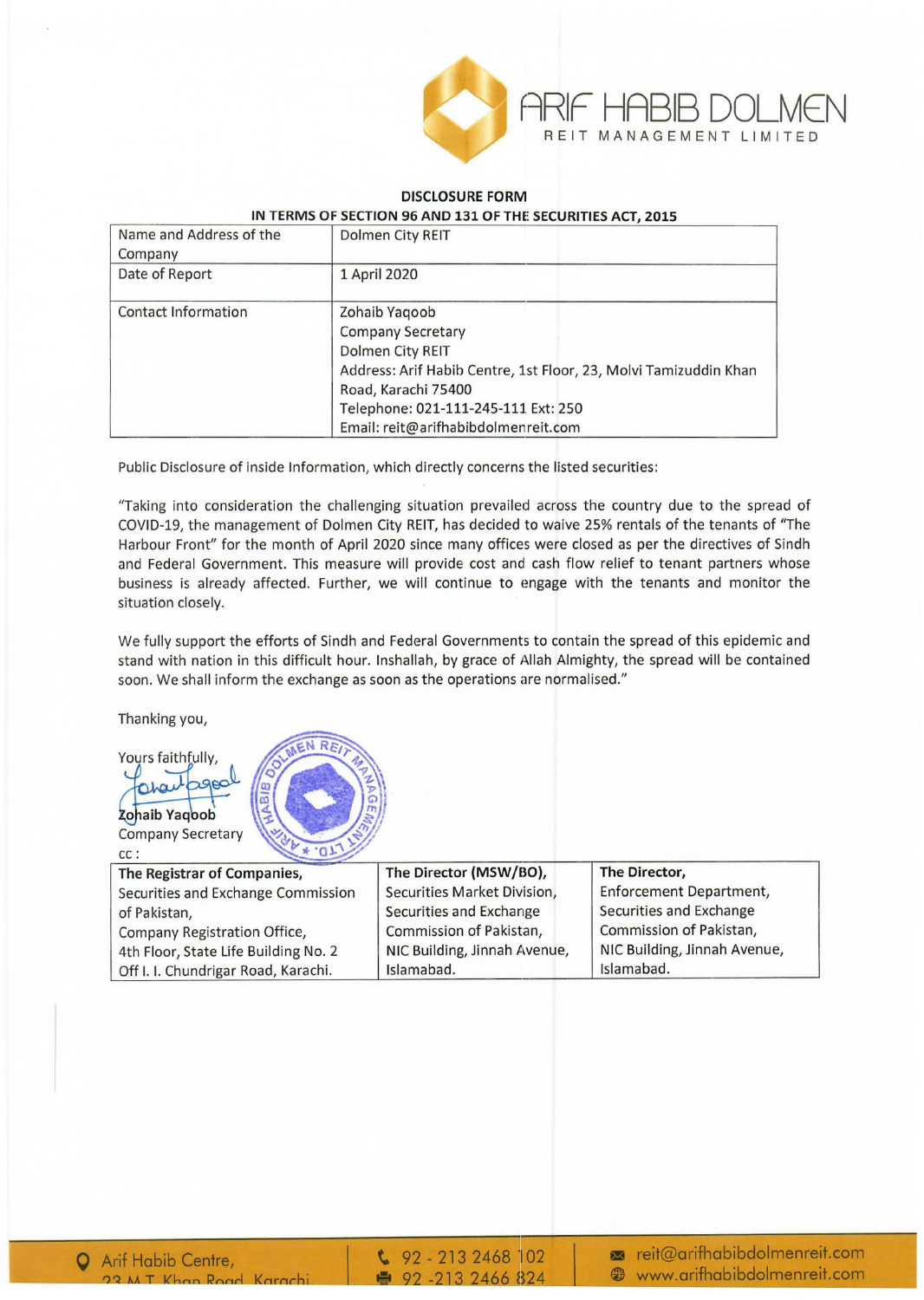ARIF HABIB DOLMEN
REIT MANAGEMENT LIMITED

**DISCLOSURE FORM**
**IN TERMS OF SECTION 96 AND 131 OF THE SECURITIES ACT, 2015**

| | |
|---|---|
| Name and Address of the Company | Dolmen City REIT |
| Date of Report | 1 April 2020 |
| Contact Information | Zohaib Yaqoob<br>Company Secretary<br>Dolmen City REIT<br>Address: Arif Habib Centre, 1st Floor, 23, Molvi Tamizuddin Khan Road, Karachi 75400<br>Telephone: 021-111-245-111 Ext: 250<br>Email: reit@arifhabibdolmenreit.com |

Public Disclosure of inside Information, which directly concerns the listed securities:

"Taking into consideration the challenging situation prevailed across the country due to the spread of COVID-19, the management of Dolmen City REIT, has decided to waive 25% rentals of the tenants of "The Harbour Front" for the month of April 2020 since many offices were closed as per the directives of Sindh and Federal Government. This measure will provide cost and cash flow relief to tenant partners whose business is already affected. Further, we will continue to engage with the tenants and monitor the situation closely.

We fully support the efforts of Sindh and Federal Governments to contain the spread of this epidemic and stand with nation in this difficult hour. Inshallah, by grace of Allah Almighty, the spread will be contained soon. We shall inform the exchange as soon as the operations are normalised."

Thanking you,

Yours faithfully,

Zohaib Yaqoob
Company Secretary

cc :

| | | |
|---|---|---|
| **The Registrar of Companies,**<br>Securities and Exchange Commission of Pakistan,<br>Company Registration Office,<br>4th Floor, State Life Building No. 2<br>Off I. I. Chundrigar Road, Karachi. | **The Director (MSW/BO),**<br>Securities Market Division,<br>Securities and Exchange Commission of Pakistan,<br>NIC Building, Jinnah Avenue,<br>Islamabad. | **The Director,**<br>Enforcement Department,<br>Securities and Exchange Commission of Pakistan,<br>NIC Building, Jinnah Avenue,<br>Islamabad. |

Arif Habib Centre, 23 M.T. Khan Road, Karachi.
92 - 213 2468 102
92 -213 2466 824
reit@arifhabibdolmenreit.com
www.arifhabibdolmenreit.com